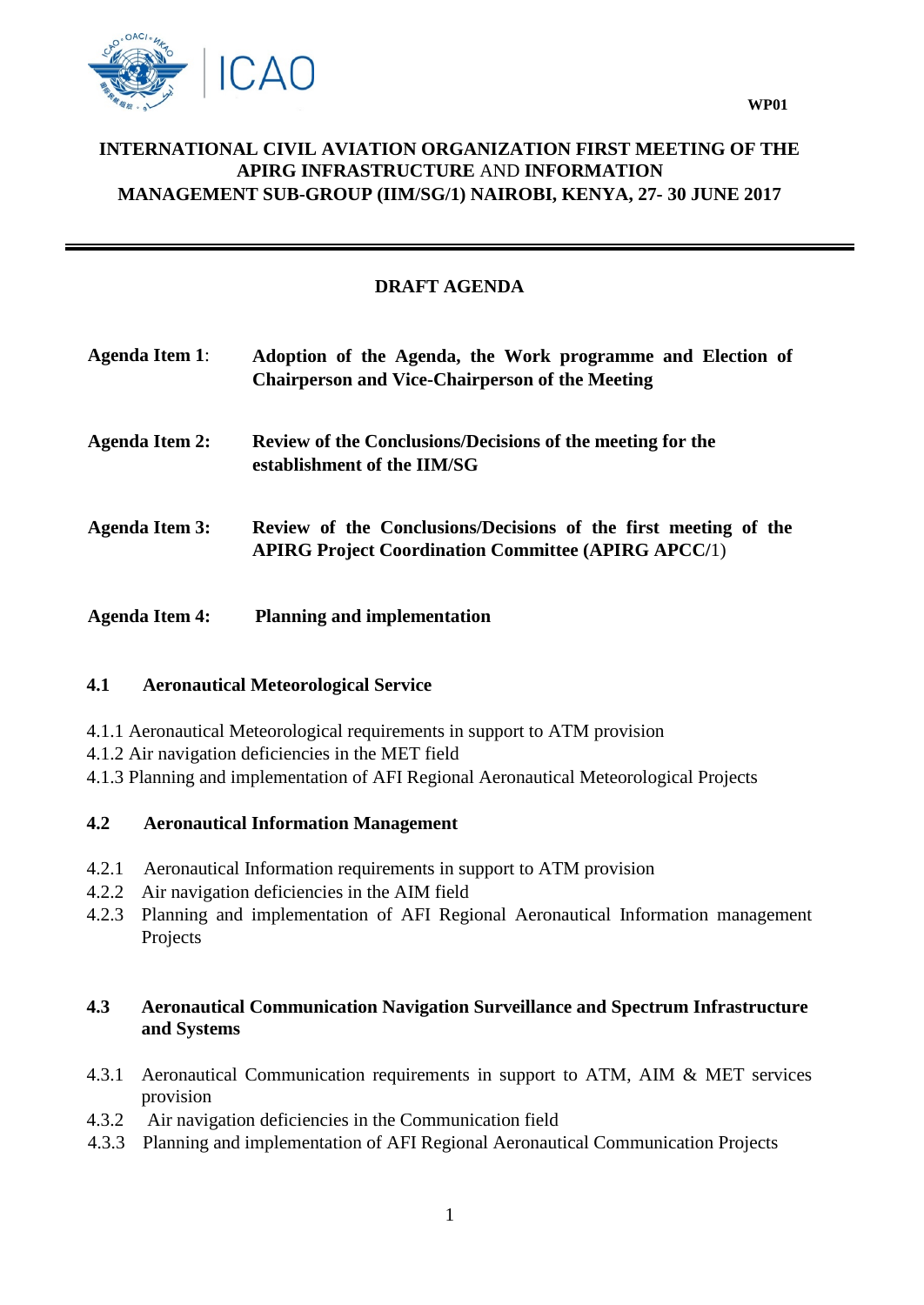WP01

**INTERNATIONAL CIVIL AVIATION ORGANIZATION FIRST MEETING OF THE APIRG INFRASTRUCTURE AND INFORMATION MANAGEMENT SUB-GROUP (IIM/SG/1) NAIROBI, KENYA, 27- 30 JUNE 2017**

---

## DRAFT AGENDA

**Agenda Item 1**: **Adoption of the Agenda, the Work programme and Election of Chairperson and Vice-Chairperson of the Meeting**

**Agenda Item 2: Review of the Conclusions/Decisions of the meeting for the establishment of the IIM/SG**

**Agenda Item 3: Review of the Conclusions/Decisions of the first meeting of the APIRG Project Coordination Committee (APIRG APCC/**1)

**Agenda Item 4: Planning and implementation**

### 4.1 Aeronautical Meteorological Service

4.1.1 Aeronautical Meteorological requirements in support to ATM provision
4.1.2 Air navigation deficiencies in the MET field
4.1.3 Planning and implementation of AFI Regional Aeronautical Meteorological Projects

### 4.2 Aeronautical Information Management

4.2.1 Aeronautical Information requirements in support to ATM provision
4.2.2 Air navigation deficiencies in the AIM field
4.2.3 Planning and implementation of AFI Regional Aeronautical Information management Projects

### 4.3 Aeronautical Communication Navigation Surveillance and Spectrum Infrastructure and Systems

4.3.1 Aeronautical Communication requirements in support to ATM, AIM & MET services provision
4.3.2 Air navigation deficiencies in the Communication field
4.3.3 Planning and implementation of AFI Regional Aeronautical Communication Projects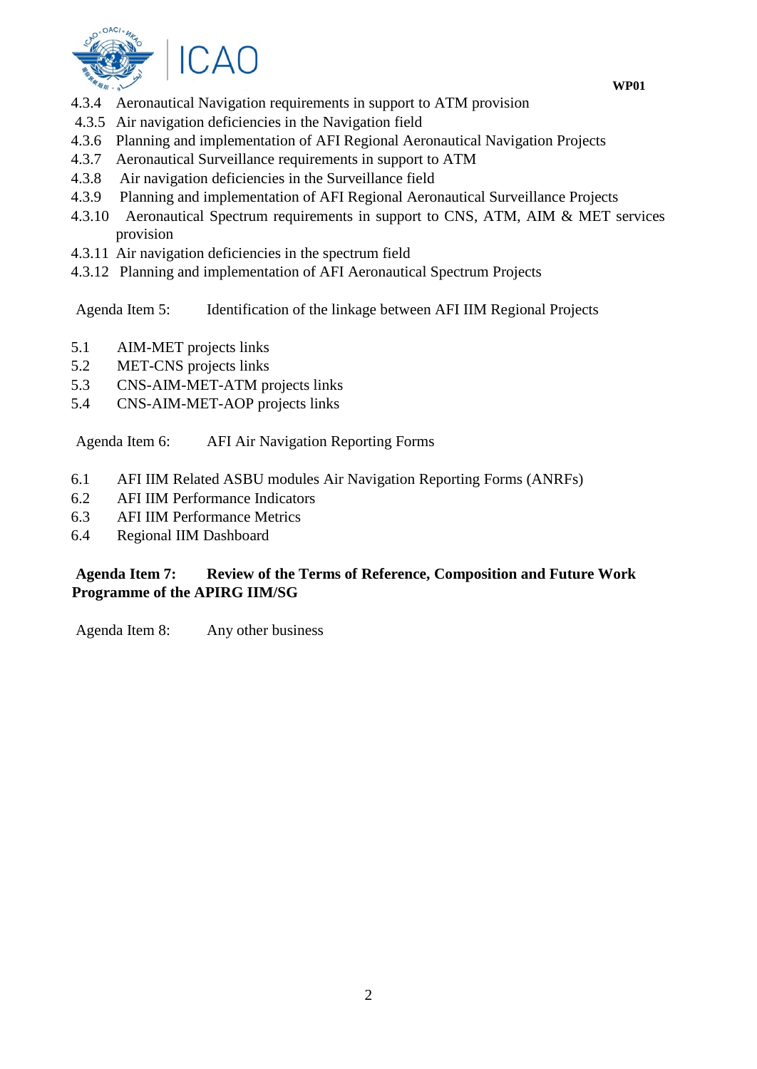4.3.4 Aeronautical Navigation requirements in support to ATM provision
4.3.5 Air navigation deficiencies in the Navigation field
4.3.6 Planning and implementation of AFI Regional Aeronautical Navigation Projects
4.3.7 Aeronautical Surveillance requirements in support to ATM
4.3.8 Air navigation deficiencies in the Surveillance field
4.3.9 Planning and implementation of AFI Regional Aeronautical Surveillance Projects
4.3.10 Aeronautical Spectrum requirements in support to CNS, ATM, AIM & MET services provision
4.3.11 Air navigation deficiencies in the spectrum field
4.3.12 Planning and implementation of AFI Aeronautical Spectrum Projects

Agenda Item 5: Identification of the linkage between AFI IIM Regional Projects

5.1 AIM-MET projects links
5.2 MET-CNS projects links
5.3 CNS-AIM-MET-ATM projects links
5.4 CNS-AIM-MET-AOP projects links

Agenda Item 6: AFI Air Navigation Reporting Forms

6.1 AFI IIM Related ASBU modules Air Navigation Reporting Forms (ANRFs)
6.2 AFI IIM Performance Indicators
6.3 AFI IIM Performance Metrics
6.4 Regional IIM Dashboard

**Agenda Item 7: Review of the Terms of Reference, Composition and Future Work Programme of the APIRG IIM/SG**

Agenda Item 8: Any other business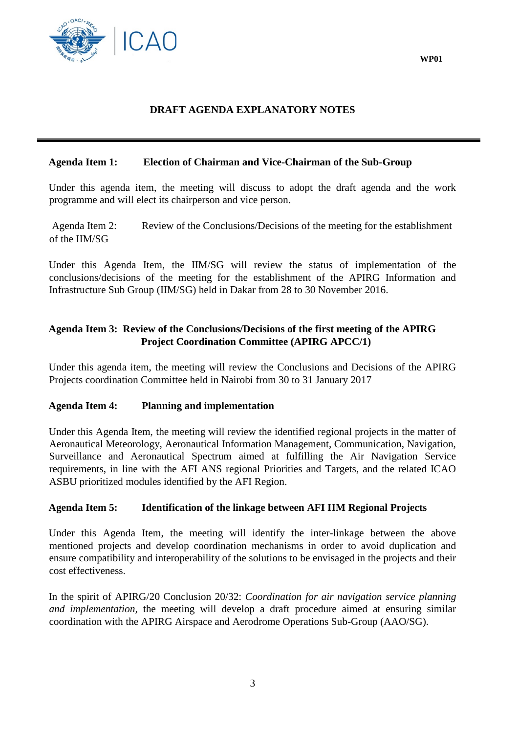WP01

## DRAFT AGENDA EXPLANATORY NOTES

---

**Agenda Item 1: Election of Chairman and Vice-Chairman of the Sub-Group**

Under this agenda item, the meeting will discuss to adopt the draft agenda and the work programme and will elect its chairperson and vice person.

Agenda Item 2: Review of the Conclusions/Decisions of the meeting for the establishment of the IIM/SG

Under this Agenda Item, the IIM/SG will review the status of implementation of the conclusions/decisions of the meeting for the establishment of the APIRG Information and Infrastructure Sub Group (IIM/SG) held in Dakar from 28 to 30 November 2016.

**Agenda Item 3: Review of the Conclusions/Decisions of the first meeting of the APIRG Project Coordination Committee (APIRG APCC/1)**

Under this agenda item, the meeting will review the Conclusions and Decisions of the APIRG Projects coordination Committee held in Nairobi from 30 to 31 January 2017

**Agenda Item 4: Planning and implementation**

Under this Agenda Item, the meeting will review the identified regional projects in the matter of Aeronautical Meteorology, Aeronautical Information Management, Communication, Navigation, Surveillance and Aeronautical Spectrum aimed at fulfilling the Air Navigation Service requirements, in line with the AFI ANS regional Priorities and Targets, and the related ICAO ASBU prioritized modules identified by the AFI Region.

**Agenda Item 5: Identification of the linkage between AFI IIM Regional Projects**

Under this Agenda Item, the meeting will identify the inter-linkage between the above mentioned projects and develop coordination mechanisms in order to avoid duplication and ensure compatibility and interoperability of the solutions to be envisaged in the projects and their cost effectiveness.

In the spirit of APIRG/20 Conclusion 20/32: *Coordination for air navigation service planning and implementation,* the meeting will develop a draft procedure aimed at ensuring similar coordination with the APIRG Airspace and Aerodrome Operations Sub-Group (AAO/SG).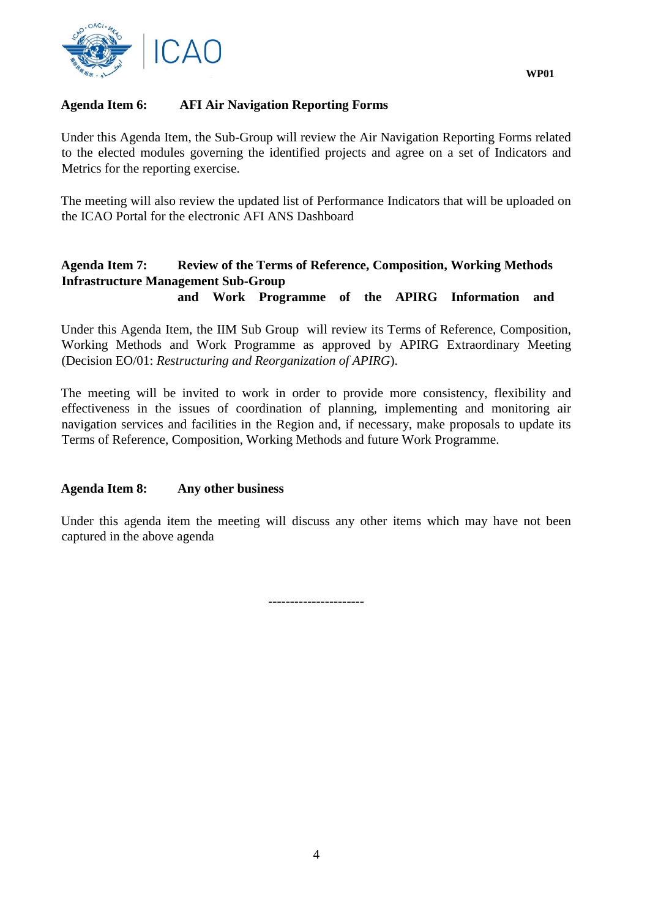**Agenda Item 6: AFI Air Navigation Reporting Forms**

Under this Agenda Item, the Sub-Group will review the Air Navigation Reporting Forms related to the elected modules governing the identified projects and agree on a set of Indicators and Metrics for the reporting exercise.

The meeting will also review the updated list of Performance Indicators that will be uploaded on the ICAO Portal for the electronic AFI ANS Dashboard

**Agenda Item 7: Review of the Terms of Reference, Composition, Working Methods and Work Programme of the APIRG Information and Infrastructure Management Sub-Group**

Under this Agenda Item, the IIM Sub Group will review its Terms of Reference, Composition, Working Methods and Work Programme as approved by APIRG Extraordinary Meeting (Decision EO/01: *Restructuring and Reorganization of APIRG*).

The meeting will be invited to work in order to provide more consistency, flexibility and effectiveness in the issues of coordination of planning, implementing and monitoring air navigation services and facilities in the Region and, if necessary, make proposals to update its Terms of Reference, Composition, Working Methods and future Work Programme.

**Agenda Item 8: Any other business**

Under this agenda item the meeting will discuss any other items which may have not been captured in the above agenda

---------------------